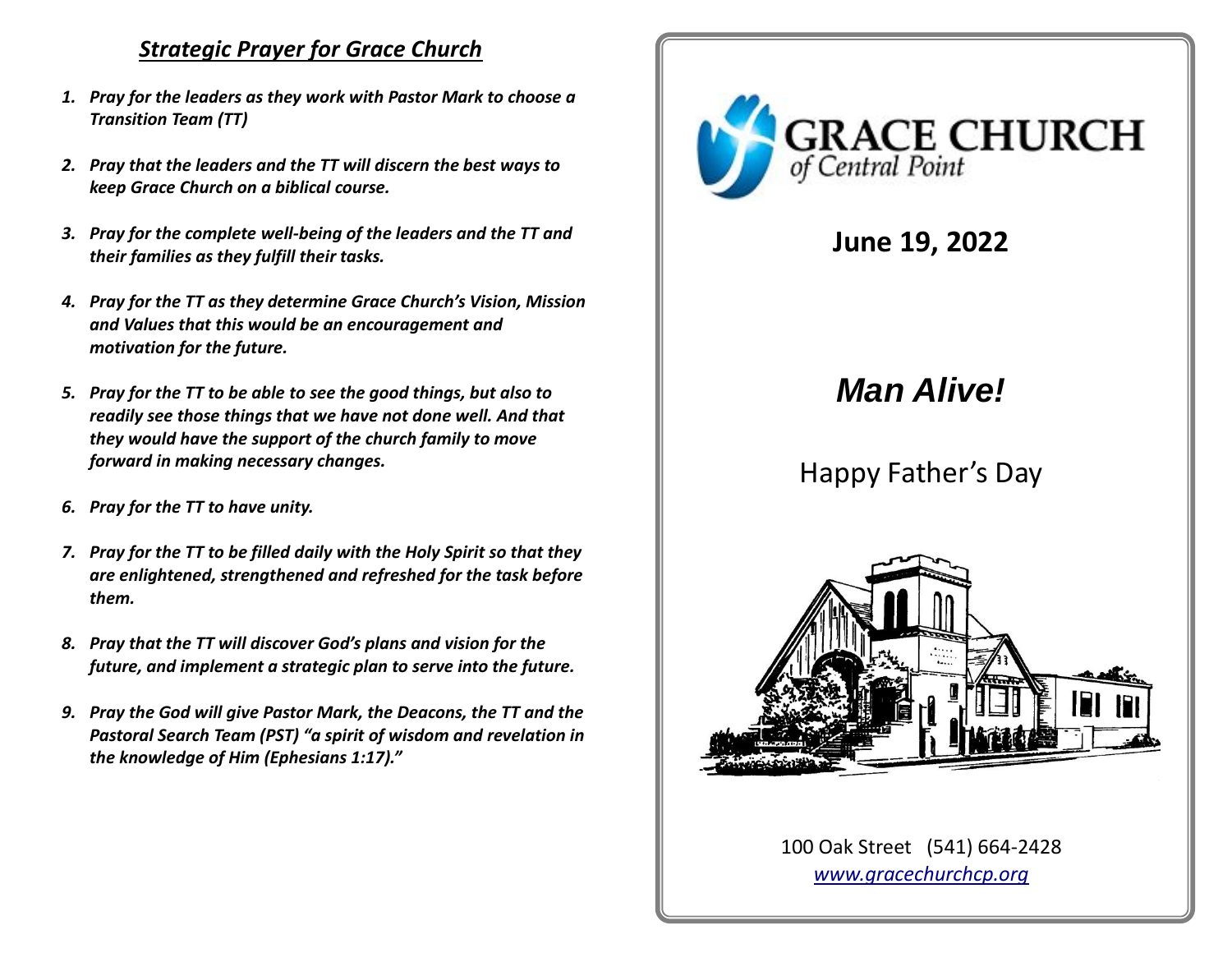## ***Strategic Prayer for Grace Church***

1. ***Pray for the leaders as they work with Pastor Mark to choose a Transition Team (TT)***
2. ***Pray that the leaders and the TT will discern the best ways to keep Grace Church on a biblical course.***
3. ***Pray for the complete well-being of the leaders and the TT and their families as they fulfill their tasks.***
4. ***Pray for the TT as they determine Grace Church's Vision, Mission and Values that this would be an encouragement and motivation for the future.***
5. ***Pray for the TT to be able to see the good things, but also to readily see those things that we have not done well. And that they would have the support of the church family to move forward in making necessary changes.***
6. ***Pray for the TT to have unity.***
7. ***Pray for the TT to be filled daily with the Holy Spirit so that they are enlightened, strengthened and refreshed for the task before them.***
8. ***Pray that the TT will discover God's plans and vision for the future, and implement a strategic plan to serve into the future.***
9. ***Pray the God will give Pastor Mark, the Deacons, the TT and the Pastoral Search Team (PST) "a spirit of wisdom and revelation in the knowledge of Him (Ephesians 1:17)."***

# GRACE CHURCH
*of Central Point*

**June 19, 2022**

# ***Man Alive!***

Happy Father's Day

100 Oak Street (541) 664-2428
*www.gracechurchcp.org*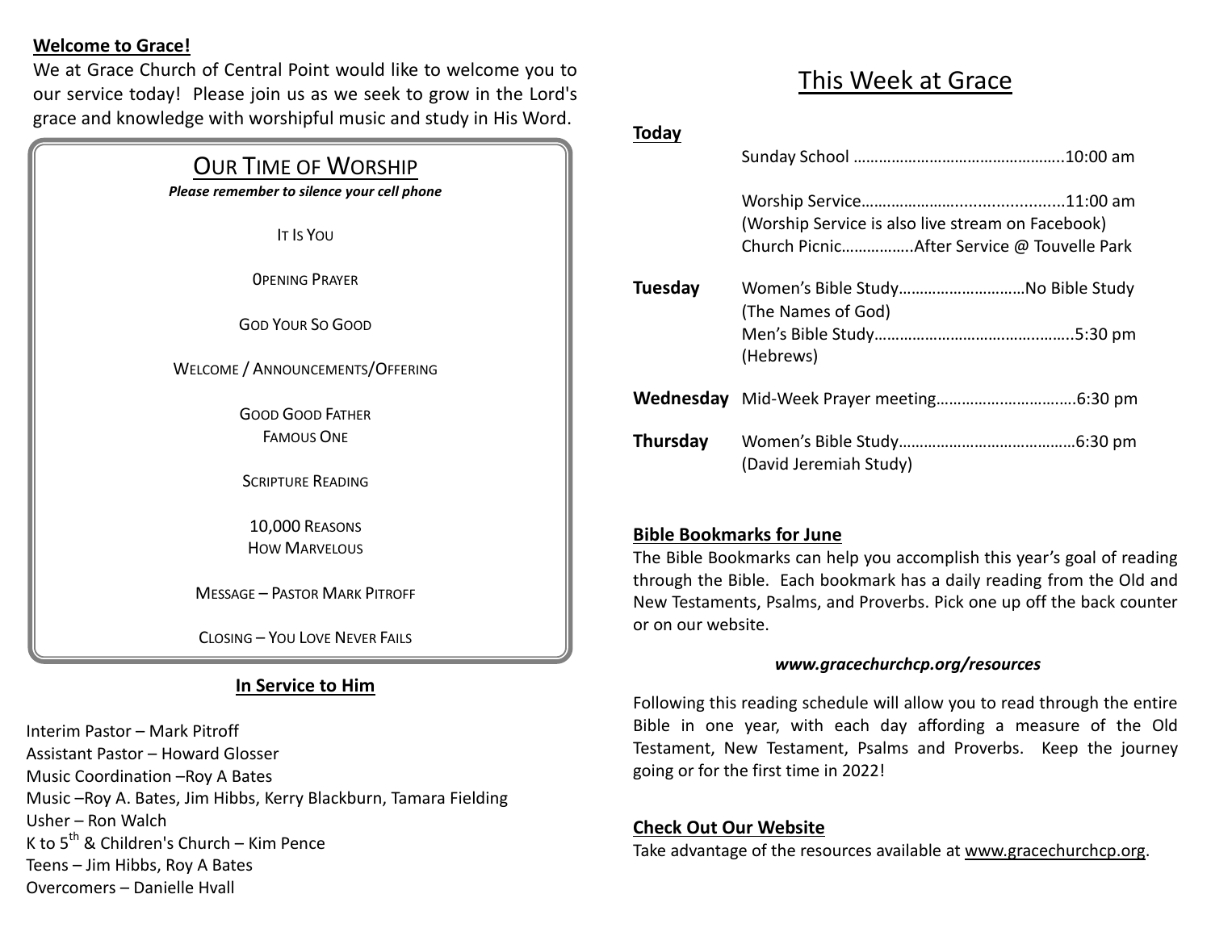**Welcome to Grace!**

We at Grace Church of Central Point would like to welcome you to our service today! Please join us as we seek to grow in the Lord's grace and knowledge with worshipful music and study in His Word.

## Our Time of Worship

***Please remember to silence your cell phone***

It Is You

0pening Prayer

God Your So Good

Welcome / Announcements/Offering

Good Good Father
Famous One

Scripture Reading

10,000 Reasons
How Marvelous

Message – Pastor Mark Pitroff

Closing – You Love Never Fails

### In Service to Him

Interim Pastor – Mark Pitroff
Assistant Pastor – Howard Glosser
Music Coordination –Roy A Bates
Music –Roy A. Bates, Jim Hibbs, Kerry Blackburn, Tamara Fielding
Usher – Ron Walch
K to 5th & Children's Church – Kim Pence
Teens – Jim Hibbs, Roy A Bates
Overcomers – Danielle Hvall

# This Week at Grace

**Today**

Sunday School …………………………………………..10:00 am

Worship Service…………………….......................11:00 am
(Worship Service is also live stream on Facebook)
Church Picnic…………….After Service @ Touvelle Park

**Tuesday** Women's Bible Study………………………No Bible Study
(The Names of God)
Men's Bible Study……………………………….……..5:30 pm
(Hebrews)

**Wednesday** Mid-Week Prayer meeting…………….…………….6:30 pm

**Thursday** Women's Bible Study……………………………………6:30 pm
(David Jeremiah Study)

**Bible Bookmarks for June**

The Bible Bookmarks can help you accomplish this year's goal of reading through the Bible. Each bookmark has a daily reading from the Old and New Testaments, Psalms, and Proverbs. Pick one up off the back counter or on our website.

***www.gracechurchcp.org/resources***

Following this reading schedule will allow you to read through the entire Bible in one year, with each day affording a measure of the Old Testament, New Testament, Psalms and Proverbs. Keep the journey going or for the first time in 2022!

**Check Out Our Website**

Take advantage of the resources available at www.gracechurchcp.org.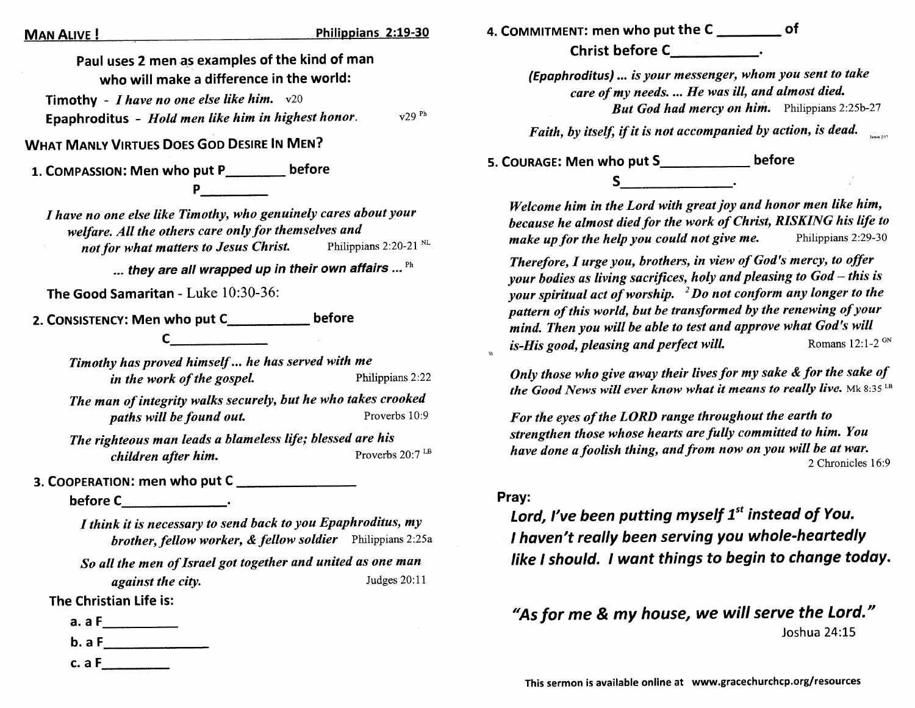**MAN ALIVE!** **Philippians 2:19-30**

**Paul uses 2 men as examples of the kind of man who will make a difference in the world:**

**Timothy** - *I have no one else like him.* v20

**Epaphroditus** - *Hold men like him in highest honor.* v29 Ph

## WHAT MANLY VIRTUES DOES GOD DESIRE IN MEN?

**1. COMPASSION: Men who put P________ before P________**

*I have no one else like Timothy, who genuinely cares about your welfare. All the others care only for themselves and not for what matters to Jesus Christ.* Philippians 2:20-21 NL

*... they are all wrapped up in their own affairs ...* Ph

**The Good Samaritan** - Luke 10:30-36:

**2. CONSISTENCY: Men who put C___________ before C_____________**

*Timothy has proved himself ... he has served with me in the work of the gospel.* Philippians 2:22

*The man of integrity walks securely, but he who takes crooked paths will be found out.* Proverbs 10:9

*The righteous man leads a blameless life; blessed are his children after him.* Proverbs 20:7 LB

**3. COOPERATION: men who put C _______________ before C_____________.**

*I think it is necessary to send back to you Epaphroditus, my brother, fellow worker, & fellow soldier* Philippians 2:25a

*So all the men of Israel got together and united as one man against the city.* Judges 20:11

**The Christian Life is:**

**a. a F_________**

**b. a F_____________**

**c. a F_________**

**4. COMMITMENT: men who put the C ________ of Christ before C___________.**

*(Epaphroditus) ... is your messenger, whom you sent to take care of my needs. ... He was ill, and almost died. But God had mercy on him.* Philippians 2:25b-27

*Faith, by itself, if it is not accompanied by action, is dead.* James 2:17

**5. COURAGE: Men who put S___________ before S______________.**

*Welcome him in the Lord with great joy and honor men like him, because he almost died for the work of Christ, RISKING his life to make up for the help you could not give me.* Philippians 2:29-30

*Therefore, I urge you, brothers, in view of God's mercy, to offer your bodies as living sacrifices, holy and pleasing to God – this is your spiritual act of worship. [2] Do not conform any longer to the pattern of this world, but be transformed by the renewing of your mind. Then you will be able to test and approve what God's will is-His good, pleasing and perfect will.* Romans 12:1-2 GN

*Only those who give away their lives for my sake & for the sake of the Good News will ever know what it means to really live.* Mk 8:35 LB

*For the eyes of the LORD range throughout the earth to strengthen those whose hearts are fully committed to him. You have done a foolish thing, and from now on you will be at war.* 2 Chronicles 16:9

**Pray:**

***Lord, I've been putting myself 1st instead of You. I haven't really been serving you whole-heartedly like I should. I want things to begin to change today.***

***"As for me & my house, we will serve the Lord."*** Joshua 24:15

**This sermon is available online at www.gracechurchcp.org/resources**